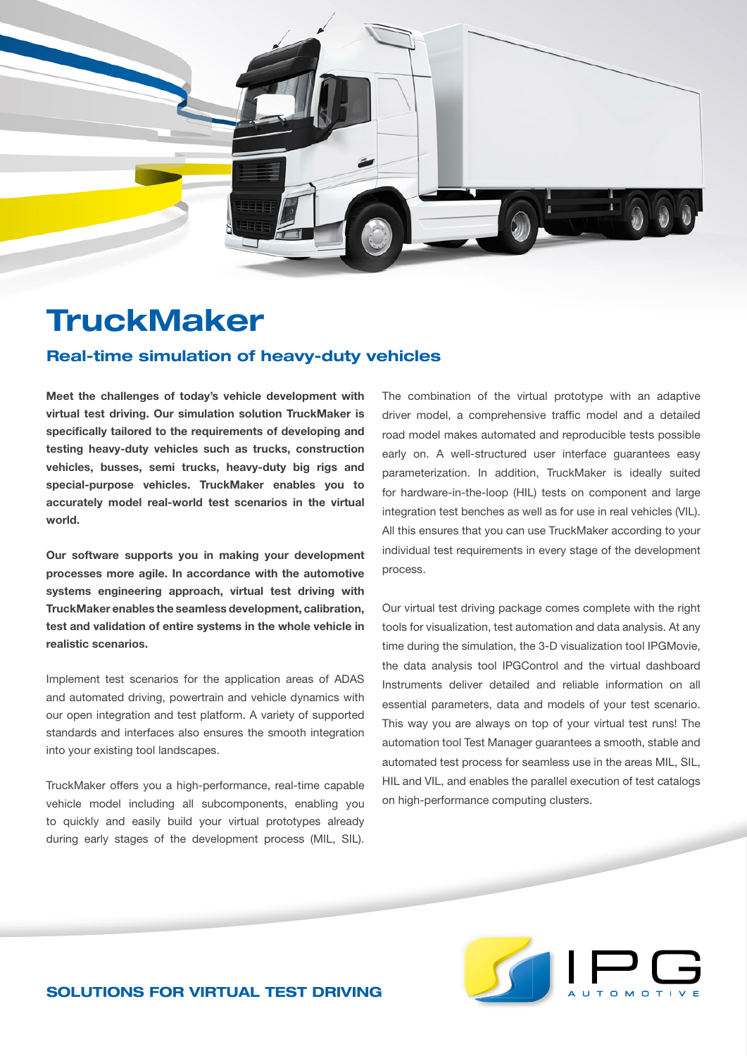# TruckMaker

## Real-time simulation of heavy-duty vehicles

**Meet the challenges of today's vehicle development with virtual test driving. Our simulation solution TruckMaker is specifically tailored to the requirements of developing and testing heavy-duty vehicles such as trucks, construction vehicles, busses, semi trucks, heavy-duty big rigs and special-purpose vehicles. TruckMaker enables you to accurately model real-world test scenarios in the virtual world.**

**Our software supports you in making your development processes more agile. In accordance with the automotive systems engineering approach, virtual test driving with TruckMaker enables the seamless development, calibration, test and validation of entire systems in the whole vehicle in realistic scenarios.**

Implement test scenarios for the application areas of ADAS and automated driving, powertrain and vehicle dynamics with our open integration and test platform. A variety of supported standards and interfaces also ensures the smooth integration into your existing tool landscapes.

TruckMaker offers you a high-performance, real-time capable vehicle model including all subcomponents, enabling you to quickly and easily build your virtual prototypes already during early stages of the development process (MIL, SIL).

The combination of the virtual prototype with an adaptive driver model, a comprehensive traffic model and a detailed road model makes automated and reproducible tests possible early on. A well-structured user interface guarantees easy parameterization. In addition, TruckMaker is ideally suited for hardware-in-the-loop (HIL) tests on component and large integration test benches as well as for use in real vehicles (VIL). All this ensures that you can use TruckMaker according to your individual test requirements in every stage of the development process.

Our virtual test driving package comes complete with the right tools for visualization, test automation and data analysis. At any time during the simulation, the 3-D visualization tool IPGMovie, the data analysis tool IPGControl and the virtual dashboard Instruments deliver detailed and reliable information on all essential parameters, data and models of your test scenario. This way you are always on top of your virtual test runs! The automation tool Test Manager guarantees a smooth, stable and automated test process for seamless use in the areas MIL, SIL, HIL and VIL, and enables the parallel execution of test catalogs on high-performance computing clusters.

**SOLUTIONS FOR VIRTUAL TEST DRIVING**

IPG AUTOMOTIVE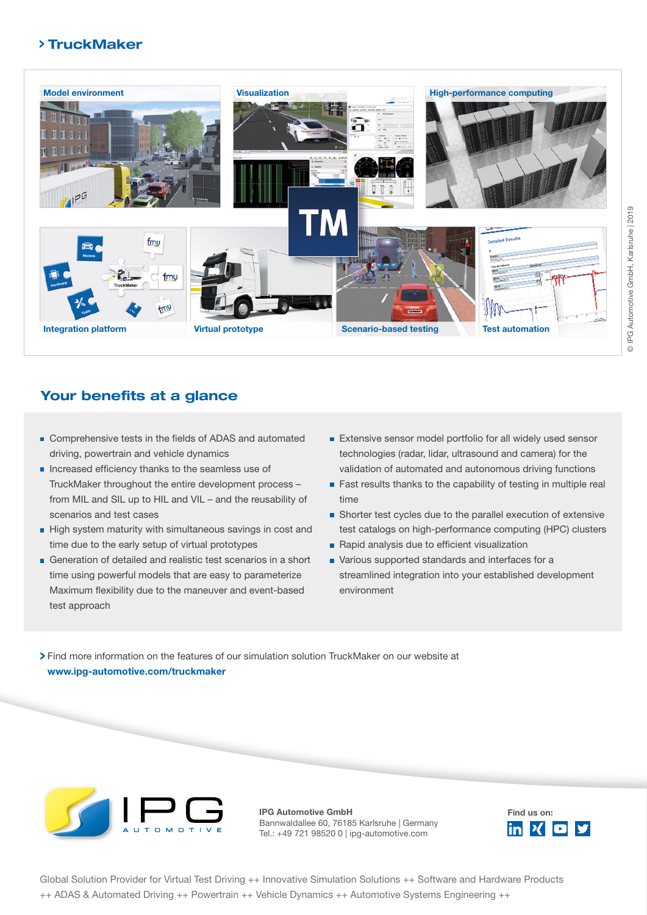# › TruckMaker

Model environment

Visualization

High-performance computing

Integration platform

Virtual prototype

Scenario-based testing

Test automation

## Your benefits at a glance

- Comprehensive tests in the fields of ADAS and automated driving, powertrain and vehicle dynamics
- Increased efficiency thanks to the seamless use of TruckMaker throughout the entire development process – from MIL and SIL up to HIL and VIL – and the reusability of scenarios and test cases
- High system maturity with simultaneous savings in cost and time due to the early setup of virtual prototypes
- Generation of detailed and realistic test scenarios in a short time using powerful models that are easy to parameterize Maximum flexibility due to the maneuver and event-based test approach
- Extensive sensor model portfolio for all widely used sensor technologies (radar, lidar, ultrasound and camera) for the validation of automated and autonomous driving functions
- Fast results thanks to the capability of testing in multiple real time
- Shorter test cycles due to the parallel execution of extensive test catalogs on high-performance computing (HPC) clusters
- Rapid analysis due to efficient visualization
- Various supported standards and interfaces for a streamlined integration into your established development environment

› Find more information on the features of our simulation solution TruckMaker on our website at **www.ipg-automotive.com/truckmaker**

© IPG Automotive GmbH, Karlsruhe | 2019

**IPG Automotive GmbH**
Bannwaldallee 60, 76185 Karlsruhe | Germany
Tel.: +49 721 98520 0 | ipg-automotive.com

**Find us on:**

Global Solution Provider for Virtual Test Driving ++ Innovative Simulation Solutions ++ Software and Hardware Products ++ ADAS & Automated Driving ++ Powertrain ++ Vehicle Dynamics ++ Automotive Systems Engineering ++